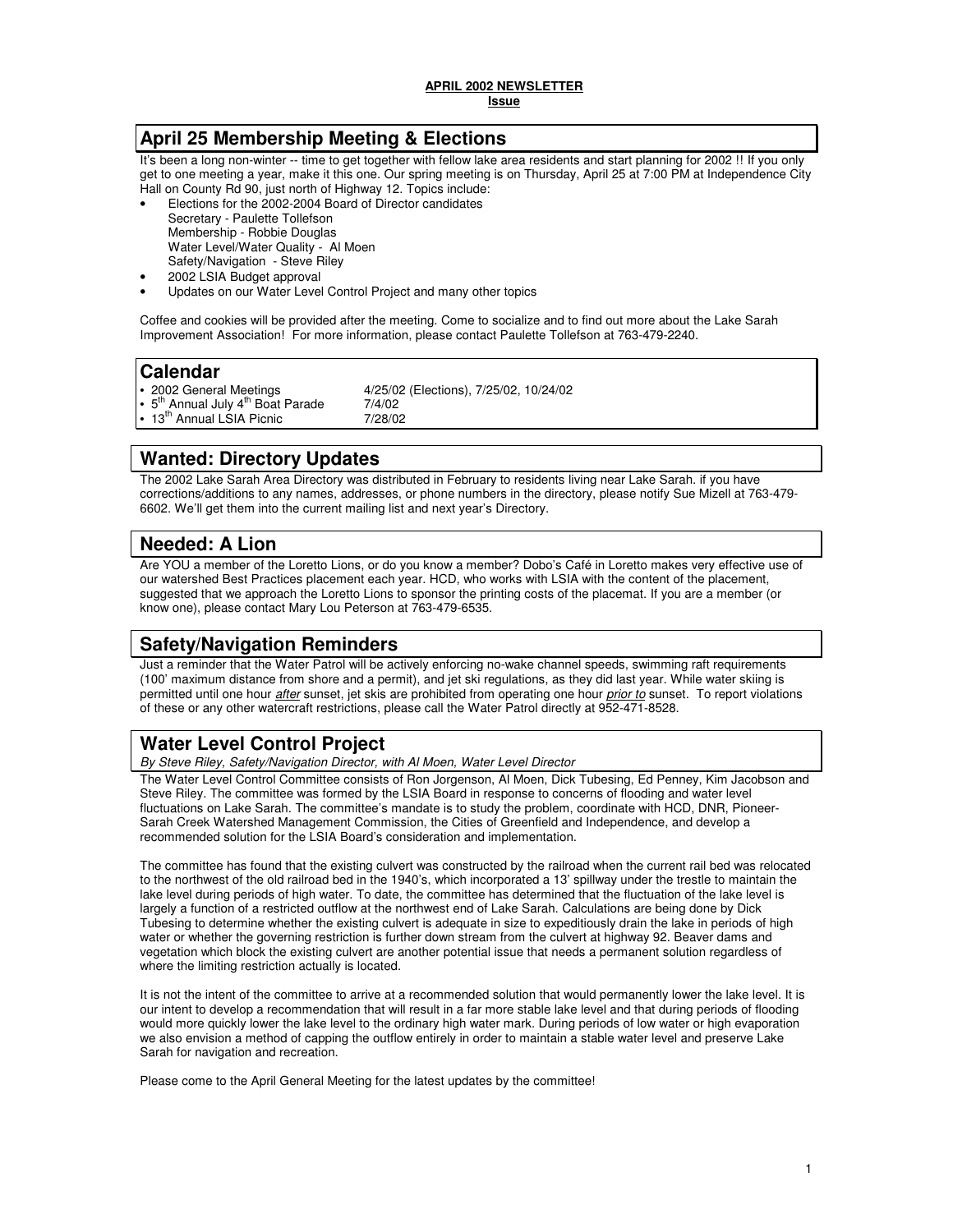**APRIL 2002 NEWSLETTER**
**Issue**

## April 25 Membership Meeting & Elections

It's been a long non-winter -- time to get together with fellow lake area residents and start planning for 2002 !! If you only get to one meeting a year, make it this one. Our spring meeting is on Thursday, April 25 at 7:00 PM at Independence City Hall on County Rd 90, just north of Highway 12. Topics include:

- Elections for the 2002-2004 Board of Director candidates
  Secretary - Paulette Tollefson
  Membership - Robbie Douglas
  Water Level/Water Quality - Al Moen
  Safety/Navigation - Steve Riley
- 2002 LSIA Budget approval
- Updates on our Water Level Control Project and many other topics

Coffee and cookies will be provided after the meeting. Come to socialize and to find out more about the Lake Sarah Improvement Association! For more information, please contact Paulette Tollefson at 763-479-2240.

## Calendar

| | |
|---|---|
| • 2002 General Meetings | 4/25/02 (Elections), 7/25/02, 10/24/02 |
| • 5th Annual July 4th Boat Parade | 7/4/02 |
| • 13th Annual LSIA Picnic | 7/28/02 |

## Wanted: Directory Updates

The 2002 Lake Sarah Area Directory was distributed in February to residents living near Lake Sarah. if you have corrections/additions to any names, addresses, or phone numbers in the directory, please notify Sue Mizell at 763-479-6602. We'll get them into the current mailing list and next year's Directory.

## Needed: A Lion

Are YOU a member of the Loretto Lions, or do you know a member? Dobo's Café in Loretto makes very effective use of our watershed Best Practices placement each year. HCD, who works with LSIA with the content of the placement, suggested that we approach the Loretto Lions to sponsor the printing costs of the placemat. If you are a member (or know one), please contact Mary Lou Peterson at 763-479-6535.

## Safety/Navigation Reminders

Just a reminder that the Water Patrol will be actively enforcing no-wake channel speeds, swimming raft requirements (100' maximum distance from shore and a permit), and jet ski regulations, as they did last year. While water skiing is permitted until one hour *after* sunset, jet skis are prohibited from operating one hour *prior to* sunset. To report violations of these or any other watercraft restrictions, please call the Water Patrol directly at 952-471-8528.

## Water Level Control Project

*By Steve Riley, Safety/Navigation Director, with Al Moen, Water Level Director*

The Water Level Control Committee consists of Ron Jorgenson, Al Moen, Dick Tubesing, Ed Penney, Kim Jacobson and Steve Riley. The committee was formed by the LSIA Board in response to concerns of flooding and water level fluctuations on Lake Sarah. The committee's mandate is to study the problem, coordinate with HCD, DNR, Pioneer-Sarah Creek Watershed Management Commission, the Cities of Greenfield and Independence, and develop a recommended solution for the LSIA Board's consideration and implementation.

The committee has found that the existing culvert was constructed by the railroad when the current rail bed was relocated to the northwest of the old railroad bed in the 1940's, which incorporated a 13' spillway under the trestle to maintain the lake level during periods of high water. To date, the committee has determined that the fluctuation of the lake level is largely a function of a restricted outflow at the northwest end of Lake Sarah. Calculations are being done by Dick Tubesing to determine whether the existing culvert is adequate in size to expeditiously drain the lake in periods of high water or whether the governing restriction is further down stream from the culvert at highway 92. Beaver dams and vegetation which block the existing culvert are another potential issue that needs a permanent solution regardless of where the limiting restriction actually is located.

It is not the intent of the committee to arrive at a recommended solution that would permanently lower the lake level. It is our intent to develop a recommendation that will result in a far more stable lake level and that during periods of flooding would more quickly lower the lake level to the ordinary high water mark. During periods of low water or high evaporation we also envision a method of capping the outflow entirely in order to maintain a stable water level and preserve Lake Sarah for navigation and recreation.

Please come to the April General Meeting for the latest updates by the committee!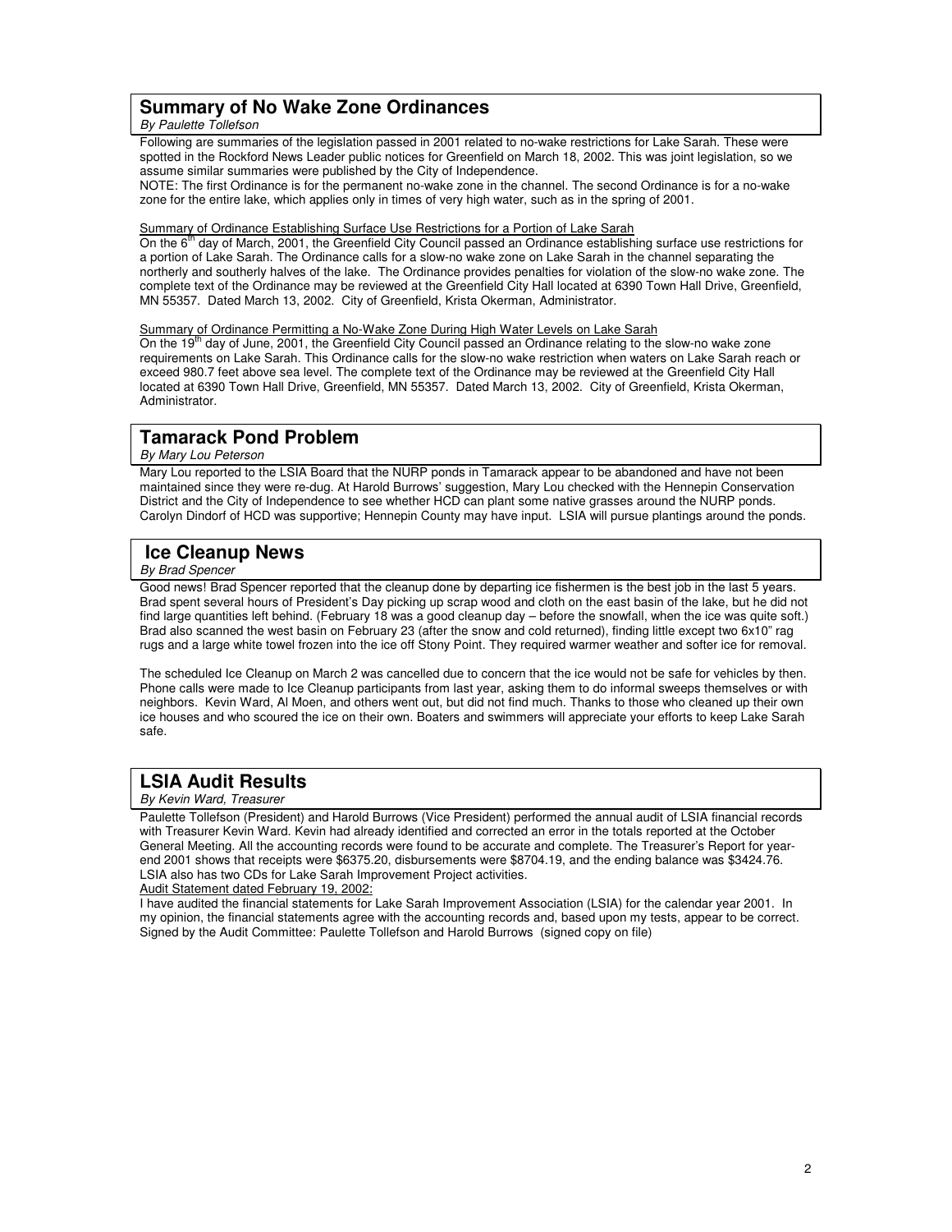## Summary of No Wake Zone Ordinances

*By Paulette Tollefson*

Following are summaries of the legislation passed in 2001 related to no-wake restrictions for Lake Sarah. These were spotted in the Rockford News Leader public notices for Greenfield on March 18, 2002. This was joint legislation, so we assume similar summaries were published by the City of Independence.

NOTE: The first Ordinance is for the permanent no-wake zone in the channel. The second Ordinance is for a no-wake zone for the entire lake, which applies only in times of very high water, such as in the spring of 2001.

Summary of Ordinance Establishing Surface Use Restrictions for a Portion of Lake Sarah

On the 6th day of March, 2001, the Greenfield City Council passed an Ordinance establishing surface use restrictions for a portion of Lake Sarah. The Ordinance calls for a slow-no wake zone on Lake Sarah in the channel separating the northerly and southerly halves of the lake. The Ordinance provides penalties for violation of the slow-no wake zone. The complete text of the Ordinance may be reviewed at the Greenfield City Hall located at 6390 Town Hall Drive, Greenfield, MN 55357. Dated March 13, 2002. City of Greenfield, Krista Okerman, Administrator.

Summary of Ordinance Permitting a No-Wake Zone During High Water Levels on Lake Sarah

On the 19th day of June, 2001, the Greenfield City Council passed an Ordinance relating to the slow-no wake zone requirements on Lake Sarah. This Ordinance calls for the slow-no wake restriction when waters on Lake Sarah reach or exceed 980.7 feet above sea level. The complete text of the Ordinance may be reviewed at the Greenfield City Hall located at 6390 Town Hall Drive, Greenfield, MN 55357. Dated March 13, 2002. City of Greenfield, Krista Okerman, Administrator.

## Tamarack Pond Problem

*By Mary Lou Peterson*

Mary Lou reported to the LSIA Board that the NURP ponds in Tamarack appear to be abandoned and have not been maintained since they were re-dug. At Harold Burrows' suggestion, Mary Lou checked with the Hennepin Conservation District and the City of Independence to see whether HCD can plant some native grasses around the NURP ponds. Carolyn Dindorf of HCD was supportive; Hennepin County may have input. LSIA will pursue plantings around the ponds.

## Ice Cleanup News

*By Brad Spencer*

Good news! Brad Spencer reported that the cleanup done by departing ice fishermen is the best job in the last 5 years. Brad spent several hours of President's Day picking up scrap wood and cloth on the east basin of the lake, but he did not find large quantities left behind. (February 18 was a good cleanup day – before the snowfall, when the ice was quite soft.) Brad also scanned the west basin on February 23 (after the snow and cold returned), finding little except two 6x10" rag rugs and a large white towel frozen into the ice off Stony Point. They required warmer weather and softer ice for removal.

The scheduled Ice Cleanup on March 2 was cancelled due to concern that the ice would not be safe for vehicles by then. Phone calls were made to Ice Cleanup participants from last year, asking them to do informal sweeps themselves or with neighbors. Kevin Ward, Al Moen, and others went out, but did not find much. Thanks to those who cleaned up their own ice houses and who scoured the ice on their own. Boaters and swimmers will appreciate your efforts to keep Lake Sarah safe.

## LSIA Audit Results

*By Kevin Ward, Treasurer*

Paulette Tollefson (President) and Harold Burrows (Vice President) performed the annual audit of LSIA financial records with Treasurer Kevin Ward. Kevin had already identified and corrected an error in the totals reported at the October General Meeting. All the accounting records were found to be accurate and complete. The Treasurer's Report for year-end 2001 shows that receipts were $6375.20, disbursements were $8704.19, and the ending balance was $3424.76. LSIA also has two CDs for Lake Sarah Improvement Project activities.

Audit Statement dated February 19, 2002:

I have audited the financial statements for Lake Sarah Improvement Association (LSIA) for the calendar year 2001. In my opinion, the financial statements agree with the accounting records and, based upon my tests, appear to be correct. Signed by the Audit Committee: Paulette Tollefson and Harold Burrows (signed copy on file)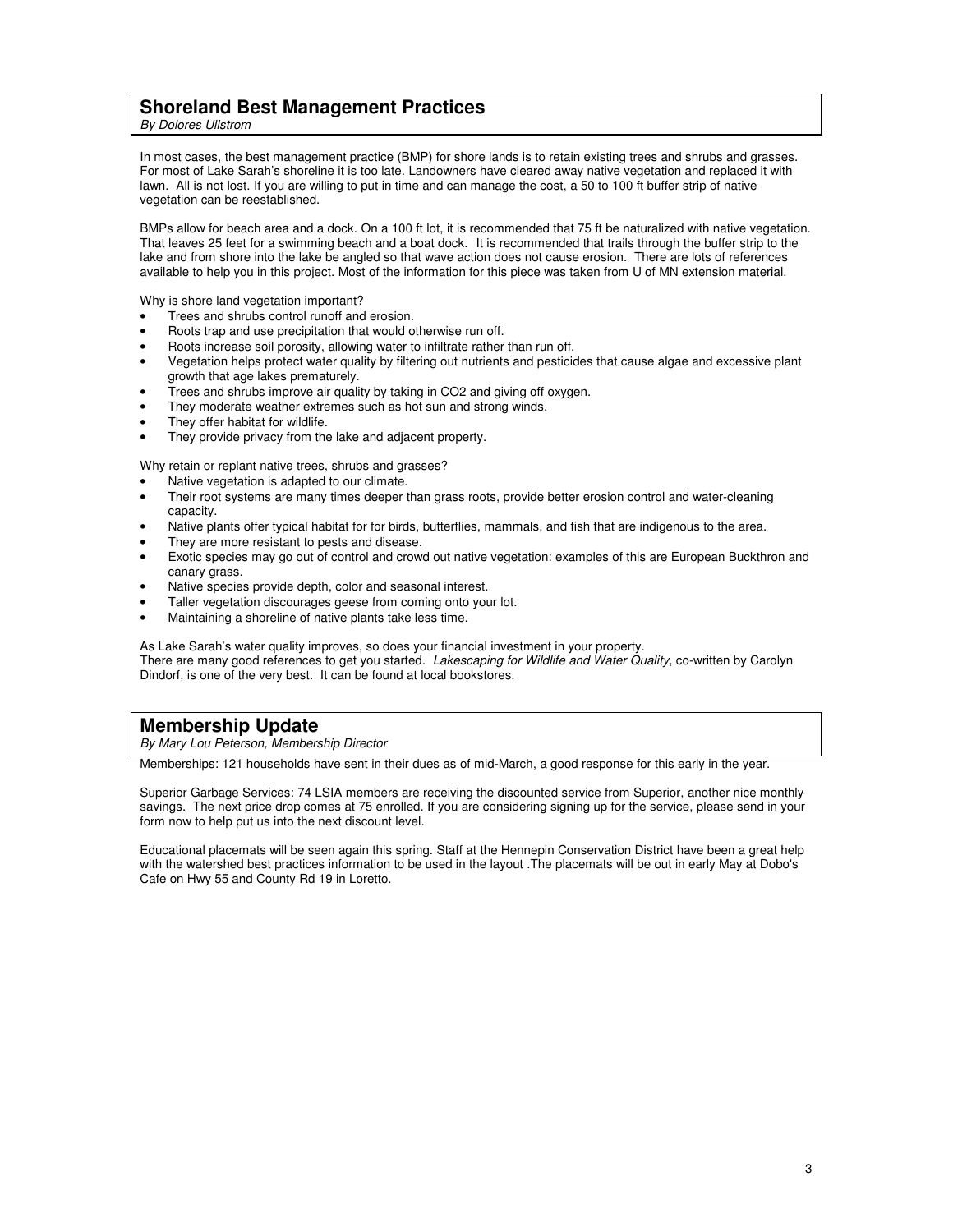## Shoreland Best Management Practices

*By Dolores Ullstrom*

In most cases, the best management practice (BMP) for shore lands is to retain existing trees and shrubs and grasses. For most of Lake Sarah's shoreline it is too late. Landowners have cleared away native vegetation and replaced it with lawn. All is not lost. If you are willing to put in time and can manage the cost, a 50 to 100 ft buffer strip of native vegetation can be reestablished.

BMPs allow for beach area and a dock. On a 100 ft lot, it is recommended that 75 ft be naturalized with native vegetation. That leaves 25 feet for a swimming beach and a boat dock. It is recommended that trails through the buffer strip to the lake and from shore into the lake be angled so that wave action does not cause erosion. There are lots of references available to help you in this project. Most of the information for this piece was taken from U of MN extension material.

Why is shore land vegetation important?

- Trees and shrubs control runoff and erosion.
- Roots trap and use precipitation that would otherwise run off.
- Roots increase soil porosity, allowing water to infiltrate rather than run off.
- Vegetation helps protect water quality by filtering out nutrients and pesticides that cause algae and excessive plant growth that age lakes prematurely.
- Trees and shrubs improve air quality by taking in $CO_2$ and giving off oxygen.
- They moderate weather extremes such as hot sun and strong winds.
- They offer habitat for wildlife.
- They provide privacy from the lake and adjacent property.

Why retain or replant native trees, shrubs and grasses?

- Native vegetation is adapted to our climate.
- Their root systems are many times deeper than grass roots, provide better erosion control and water-cleaning capacity.
- Native plants offer typical habitat for for birds, butterflies, mammals, and fish that are indigenous to the area.
- They are more resistant to pests and disease.
- Exotic species may go out of control and crowd out native vegetation: examples of this are European Buckthron and canary grass.
- Native species provide depth, color and seasonal interest.
- Taller vegetation discourages geese from coming onto your lot.
- Maintaining a shoreline of native plants take less time.

As Lake Sarah's water quality improves, so does your financial investment in your property.
There are many good references to get you started. *Lakescaping for Wildlife and Water Quality*, co-written by Carolyn Dindorf, is one of the very best. It can be found at local bookstores.

## Membership Update

*By Mary Lou Peterson, Membership Director*

Memberships: 121 households have sent in their dues as of mid-March, a good response for this early in the year.

Superior Garbage Services: 74 LSIA members are receiving the discounted service from Superior, another nice monthly savings. The next price drop comes at 75 enrolled. If you are considering signing up for the service, please send in your form now to help put us into the next discount level.

Educational placemats will be seen again this spring. Staff at the Hennepin Conservation District have been a great help with the watershed best practices information to be used in the layout .The placemats will be out in early May at Dobo's Cafe on Hwy 55 and County Rd 19 in Loretto.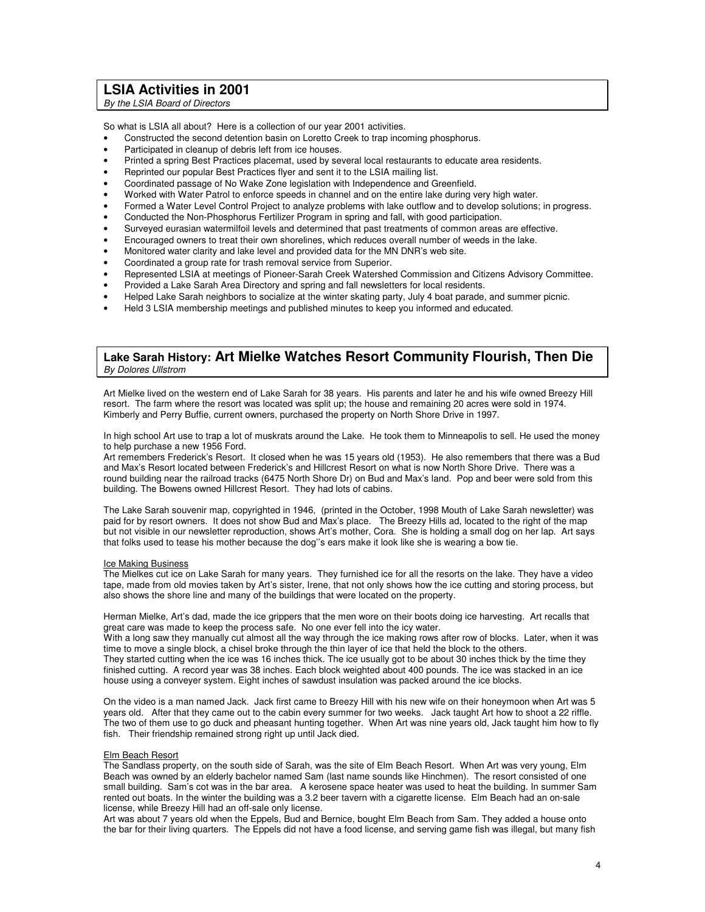## LSIA Activities in 2001

*By the LSIA Board of Directors*

So what is LSIA all about? Here is a collection of our year 2001 activities.

- Constructed the second detention basin on Loretto Creek to trap incoming phosphorus.
- Participated in cleanup of debris left from ice houses.
- Printed a spring Best Practices placemat, used by several local restaurants to educate area residents.
- Reprinted our popular Best Practices flyer and sent it to the LSIA mailing list.
- Coordinated passage of No Wake Zone legislation with Independence and Greenfield.
- Worked with Water Patrol to enforce speeds in channel and on the entire lake during very high water.
- Formed a Water Level Control Project to analyze problems with lake outflow and to develop solutions; in progress.
- Conducted the Non-Phosphorus Fertilizer Program in spring and fall, with good participation.
- Surveyed eurasian watermilfoil levels and determined that past treatments of common areas are effective.
- Encouraged owners to treat their own shorelines, which reduces overall number of weeds in the lake.
- Monitored water clarity and lake level and provided data for the MN DNR's web site.
- Coordinated a group rate for trash removal service from Superior.
- Represented LSIA at meetings of Pioneer-Sarah Creek Watershed Commission and Citizens Advisory Committee.
- Provided a Lake Sarah Area Directory and spring and fall newsletters for local residents.
- Helped Lake Sarah neighbors to socialize at the winter skating party, July 4 boat parade, and summer picnic.
- Held 3 LSIA membership meetings and published minutes to keep you informed and educated.

## Lake Sarah History: Art Mielke Watches Resort Community Flourish, Then Die

*By Dolores Ullstrom*

Art Mielke lived on the western end of Lake Sarah for 38 years. His parents and later he and his wife owned Breezy Hill resort. The farm where the resort was located was split up; the house and remaining 20 acres were sold in 1974. Kimberly and Perry Buffie, current owners, purchased the property on North Shore Drive in 1997.

In high school Art use to trap a lot of muskrats around the Lake. He took them to Minneapolis to sell. He used the money to help purchase a new 1956 Ford.

Art remembers Frederick's Resort. It closed when he was 15 years old (1953). He also remembers that there was a Bud and Max's Resort located between Frederick's and Hillcrest Resort on what is now North Shore Drive. There was a round building near the railroad tracks (6475 North Shore Dr) on Bud and Max's land. Pop and beer were sold from this building. The Bowens owned Hillcrest Resort. They had lots of cabins.

The Lake Sarah souvenir map, copyrighted in 1946, (printed in the October, 1998 Mouth of Lake Sarah newsletter) was paid for by resort owners. It does not show Bud and Max's place. The Breezy Hills ad, located to the right of the map but not visible in our newsletter reproduction, shows Art's mother, Cora. She is holding a small dog on her lap. Art says that folks used to tease his mother because the dog''s ears make it look like she is wearing a bow tie.

### Ice Making Business

The Mielkes cut ice on Lake Sarah for many years. They furnished ice for all the resorts on the lake. They have a video tape, made from old movies taken by Art's sister, Irene, that not only shows how the ice cutting and storing process, but also shows the shore line and many of the buildings that were located on the property.

Herman Mielke, Art's dad, made the ice grippers that the men wore on their boots doing ice harvesting. Art recalls that great care was made to keep the process safe. No one ever fell into the icy water.

With a long saw they manually cut almost all the way through the ice making rows after row of blocks. Later, when it was time to move a single block, a chisel broke through the thin layer of ice that held the block to the others.

They started cutting when the ice was 16 inches thick. The ice usually got to be about 30 inches thick by the time they finished cutting. A record year was 38 inches. Each block weighted about 400 pounds. The ice was stacked in an ice house using a conveyer system. Eight inches of sawdust insulation was packed around the ice blocks.

On the video is a man named Jack. Jack first came to Breezy Hill with his new wife on their honeymoon when Art was 5 years old. After that they came out to the cabin every summer for two weeks. Jack taught Art how to shoot a 22 riffle. The two of them use to go duck and pheasant hunting together. When Art was nine years old, Jack taught him how to fly fish. Their friendship remained strong right up until Jack died.

### Elm Beach Resort

The Sandlass property, on the south side of Sarah, was the site of Elm Beach Resort. When Art was very young, Elm Beach was owned by an elderly bachelor named Sam (last name sounds like Hinchmen). The resort consisted of one small building. Sam's cot was in the bar area. A kerosene space heater was used to heat the building. In summer Sam rented out boats. In the winter the building was a 3.2 beer tavern with a cigarette license. Elm Beach had an on-sale license, while Breezy Hill had an off-sale only license.

Art was about 7 years old when the Eppels, Bud and Bernice, bought Elm Beach from Sam. They added a house onto the bar for their living quarters. The Eppels did not have a food license, and serving game fish was illegal, but many fish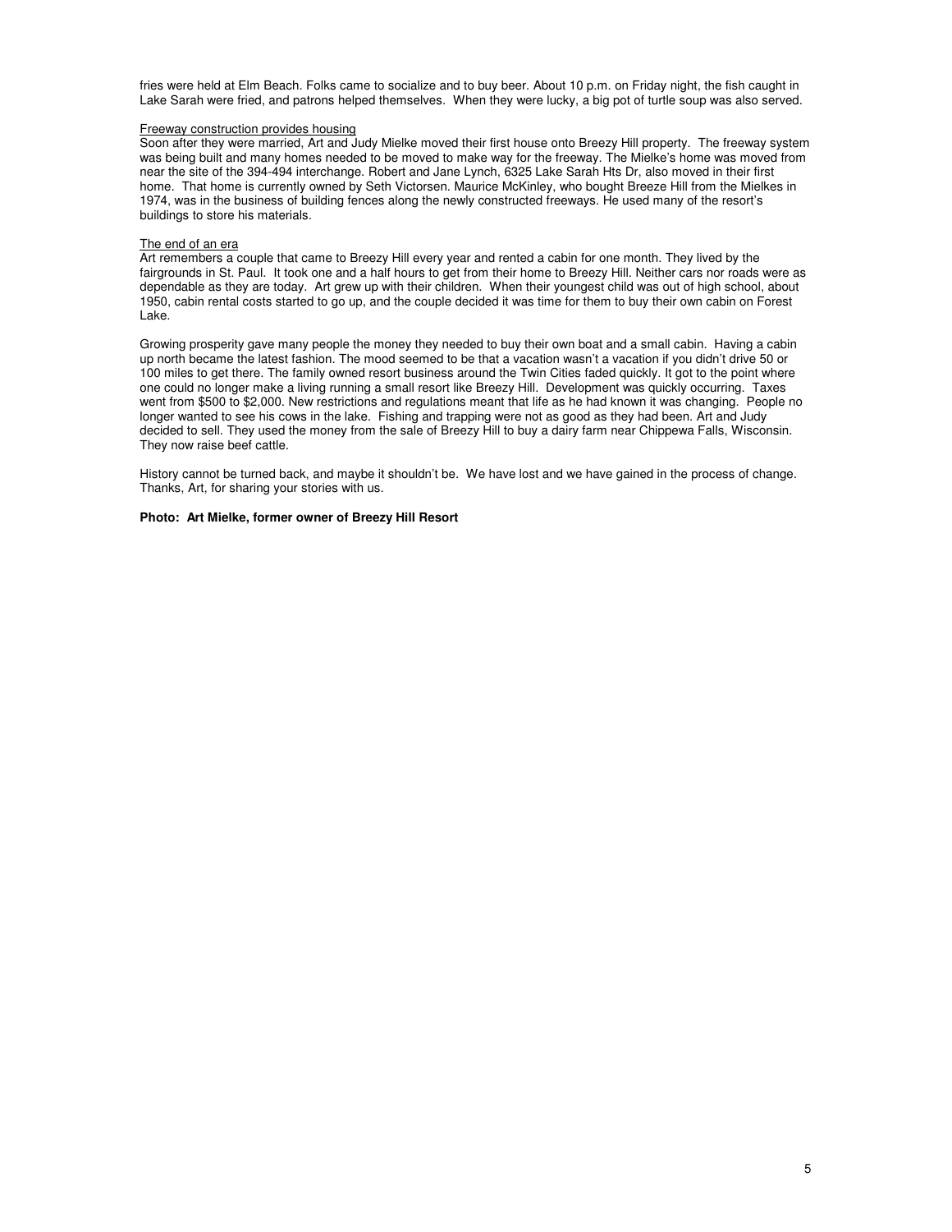fries were held at Elm Beach. Folks came to socialize and to buy beer. About 10 p.m. on Friday night, the fish caught in Lake Sarah were fried, and patrons helped themselves. When they were lucky, a big pot of turtle soup was also served.

<u>Freeway construction provides housing</u>

Soon after they were married, Art and Judy Mielke moved their first house onto Breezy Hill property. The freeway system was being built and many homes needed to be moved to make way for the freeway. The Mielke's home was moved from near the site of the 394-494 interchange. Robert and Jane Lynch, 6325 Lake Sarah Hts Dr, also moved in their first home. That home is currently owned by Seth Victorsen. Maurice McKinley, who bought Breeze Hill from the Mielkes in 1974, was in the business of building fences along the newly constructed freeways. He used many of the resort's buildings to store his materials.

<u>The end of an era</u>

Art remembers a couple that came to Breezy Hill every year and rented a cabin for one month. They lived by the fairgrounds in St. Paul. It took one and a half hours to get from their home to Breezy Hill. Neither cars nor roads were as dependable as they are today. Art grew up with their children. When their youngest child was out of high school, about 1950, cabin rental costs started to go up, and the couple decided it was time for them to buy their own cabin on Forest Lake.

Growing prosperity gave many people the money they needed to buy their own boat and a small cabin. Having a cabin up north became the latest fashion. The mood seemed to be that a vacation wasn't a vacation if you didn't drive 50 or 100 miles to get there. The family owned resort business around the Twin Cities faded quickly. It got to the point where one could no longer make a living running a small resort like Breezy Hill. Development was quickly occurring. Taxes went from $500 to $2,000. New restrictions and regulations meant that life as he had known it was changing. People no longer wanted to see his cows in the lake. Fishing and trapping were not as good as they had been. Art and Judy decided to sell. They used the money from the sale of Breezy Hill to buy a dairy farm near Chippewa Falls, Wisconsin. They now raise beef cattle.

History cannot be turned back, and maybe it shouldn't be. We have lost and we have gained in the process of change. Thanks, Art, for sharing your stories with us.

**Photo: Art Mielke, former owner of Breezy Hill Resort**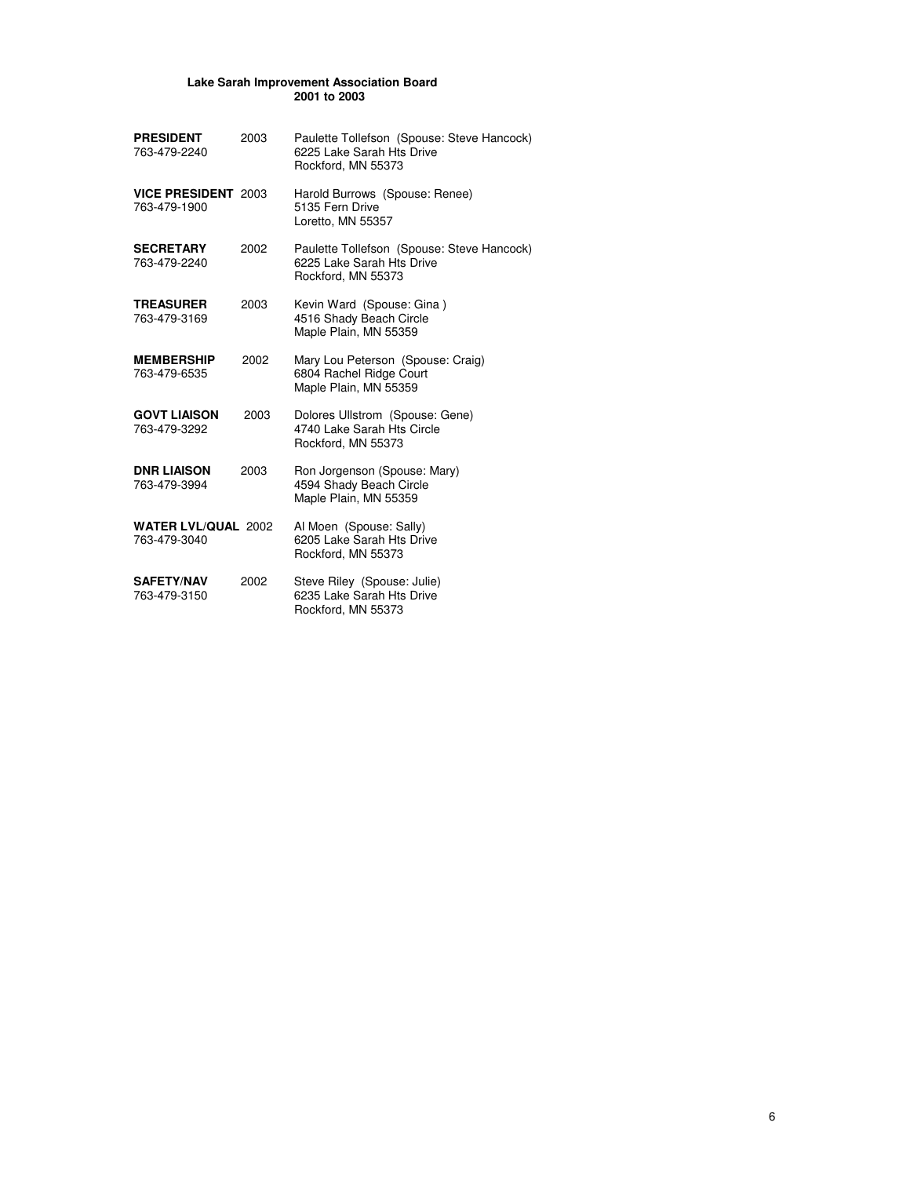**Lake Sarah Improvement Association Board**
**2001 to 2003**

**PRESIDENT** 2003
763-479-2240
Paulette Tollefson (Spouse: Steve Hancock)
6225 Lake Sarah Hts Drive
Rockford, MN 55373

**VICE PRESIDENT** 2003
763-479-1900
Harold Burrows (Spouse: Renee)
5135 Fern Drive
Loretto, MN 55357

**SECRETARY** 2002
763-479-2240
Paulette Tollefson (Spouse: Steve Hancock)
6225 Lake Sarah Hts Drive
Rockford, MN 55373

**TREASURER** 2003
763-479-3169
Kevin Ward (Spouse: Gina )
4516 Shady Beach Circle
Maple Plain, MN 55359

**MEMBERSHIP** 2002
763-479-6535
Mary Lou Peterson (Spouse: Craig)
6804 Rachel Ridge Court
Maple Plain, MN 55359

**GOVT LIAISON** 2003
763-479-3292
Dolores Ullstrom (Spouse: Gene)
4740 Lake Sarah Hts Circle
Rockford, MN 55373

**DNR LIAISON** 2003
763-479-3994
Ron Jorgenson (Spouse: Mary)
4594 Shady Beach Circle
Maple Plain, MN 55359

**WATER LVL/QUAL** 2002
763-479-3040
Al Moen (Spouse: Sally)
6205 Lake Sarah Hts Drive
Rockford, MN 55373

**SAFETY/NAV** 2002
763-479-3150
Steve Riley (Spouse: Julie)
6235 Lake Sarah Hts Drive
Rockford, MN 55373